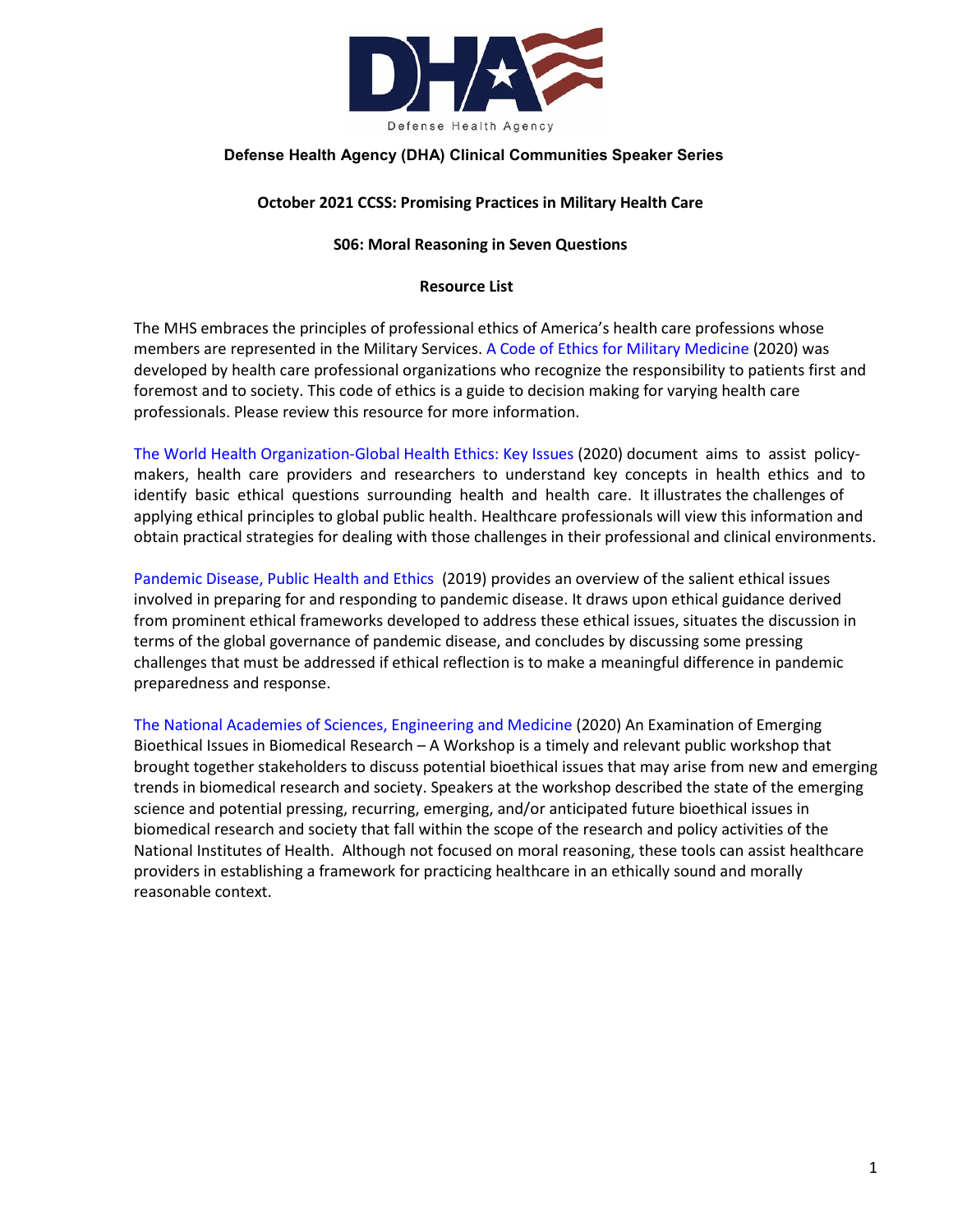Defense Health Agency

**Defense Health Agency (DHA) Clinical Communities Speaker Series**

**October 2021 CCSS: Promising Practices in Military Health Care**

**S06: Moral Reasoning in Seven Questions**

**Resource List**

The MHS embraces the principles of professional ethics of America's health care professions whose members are represented in the Military Services. A Code of Ethics for Military Medicine (2020) was developed by health care professional organizations who recognize the responsibility to patients first and foremost and to society. This code of ethics is a guide to decision making for varying health care professionals. Please review this resource for more information.

The World Health Organization-Global Health Ethics: Key Issues (2020) document aims to assist policy-makers, health care providers and researchers to understand key concepts in health ethics and to identify basic ethical questions surrounding health and health care. It illustrates the challenges of applying ethical principles to global public health. Healthcare professionals will view this information and obtain practical strategies for dealing with those challenges in their professional and clinical environments.

Pandemic Disease, Public Health and Ethics (2019) provides an overview of the salient ethical issues involved in preparing for and responding to pandemic disease. It draws upon ethical guidance derived from prominent ethical frameworks developed to address these ethical issues, situates the discussion in terms of the global governance of pandemic disease, and concludes by discussing some pressing challenges that must be addressed if ethical reflection is to make a meaningful difference in pandemic preparedness and response.

The National Academies of Sciences, Engineering and Medicine (2020) An Examination of Emerging Bioethical Issues in Biomedical Research – A Workshop is a timely and relevant public workshop that brought together stakeholders to discuss potential bioethical issues that may arise from new and emerging trends in biomedical research and society. Speakers at the workshop described the state of the emerging science and potential pressing, recurring, emerging, and/or anticipated future bioethical issues in biomedical research and society that fall within the scope of the research and policy activities of the National Institutes of Health. Although not focused on moral reasoning, these tools can assist healthcare providers in establishing a framework for practicing healthcare in an ethically sound and morally reasonable context.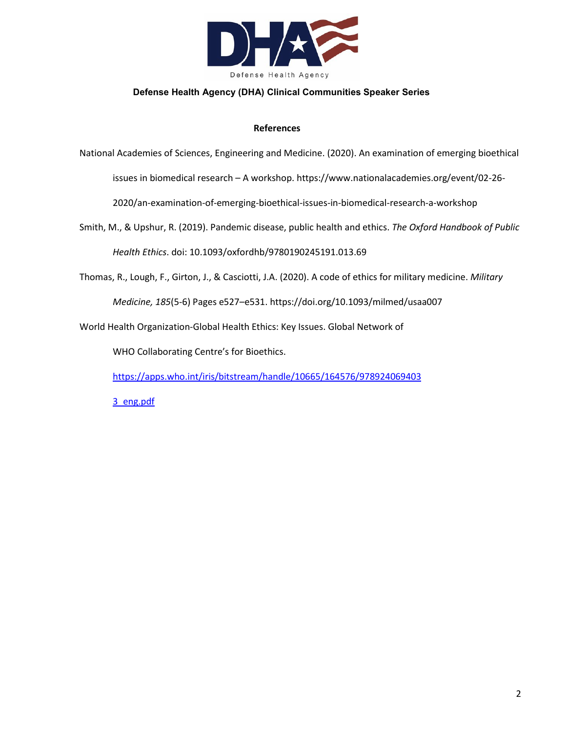**Defense Health Agency (DHA) Clinical Communities Speaker Series**

## References

National Academies of Sciences, Engineering and Medicine. (2020). An examination of emerging bioethical issues in biomedical research – A workshop. https://www.nationalacademies.org/event/02-26-2020/an-examination-of-emerging-bioethical-issues-in-biomedical-research-a-workshop

Smith, M., & Upshur, R. (2019). Pandemic disease, public health and ethics. *The Oxford Handbook of Public Health Ethics*. doi: 10.1093/oxfordhb/9780190245191.013.69

Thomas, R., Lough, F., Girton, J., & Casciotti, J.A. (2020). A code of ethics for military medicine. *Military Medicine, 185*(5-6) Pages e527–e531. https://doi.org/10.1093/milmed/usaa007

World Health Organization-Global Health Ethics: Key Issues. Global Network of WHO Collaborating Centre's for Bioethics. https://apps.who.int/iris/bitstream/handle/10665/164576/9789240694033_eng.pdf